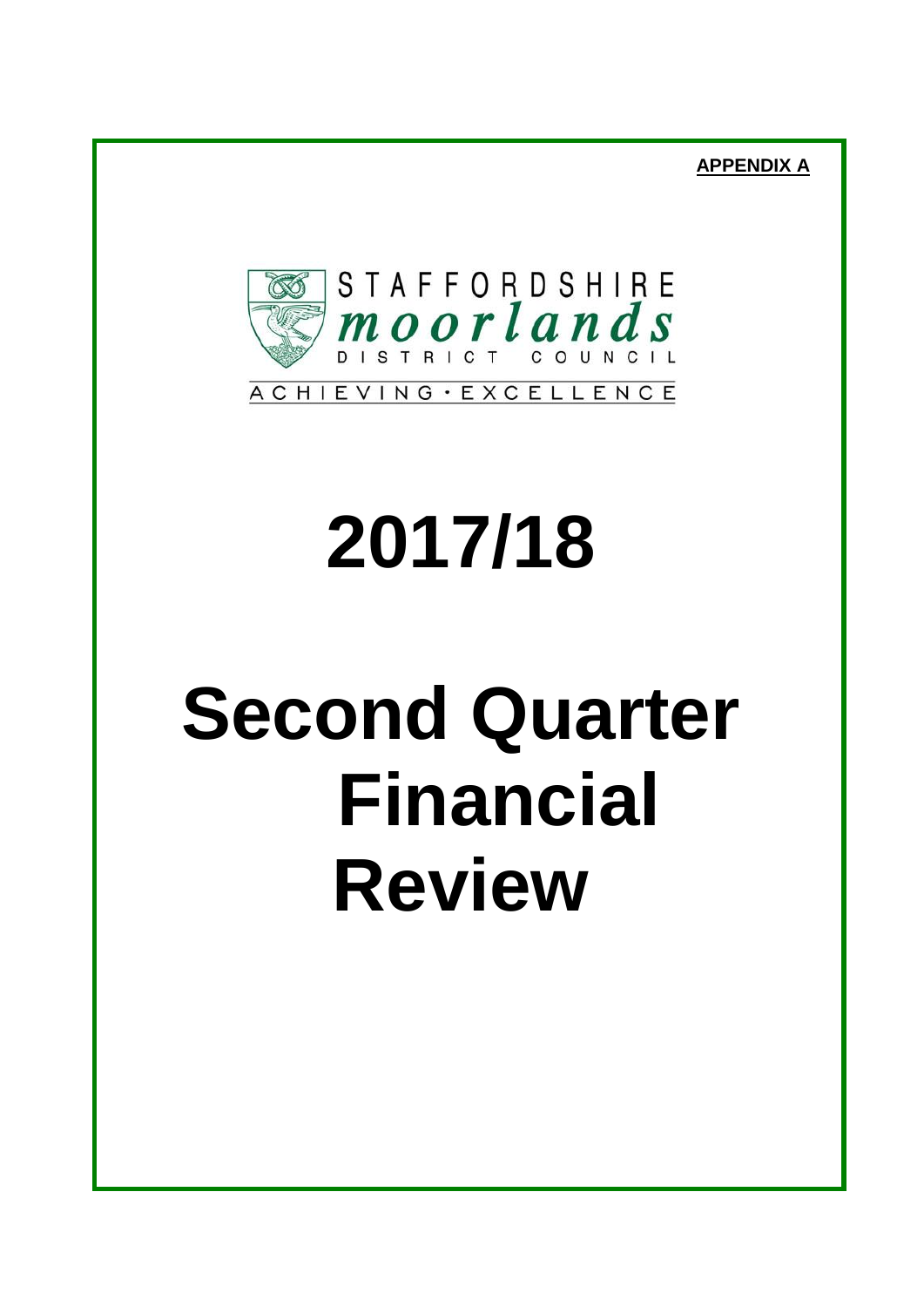**APPENDIX A**

STAFFORDSHIRE
*moorlands*
DISTRICT COUNCIL

ACHIEVING · EXCELLENCE

# 2017/18

# Second Quarter Financial Review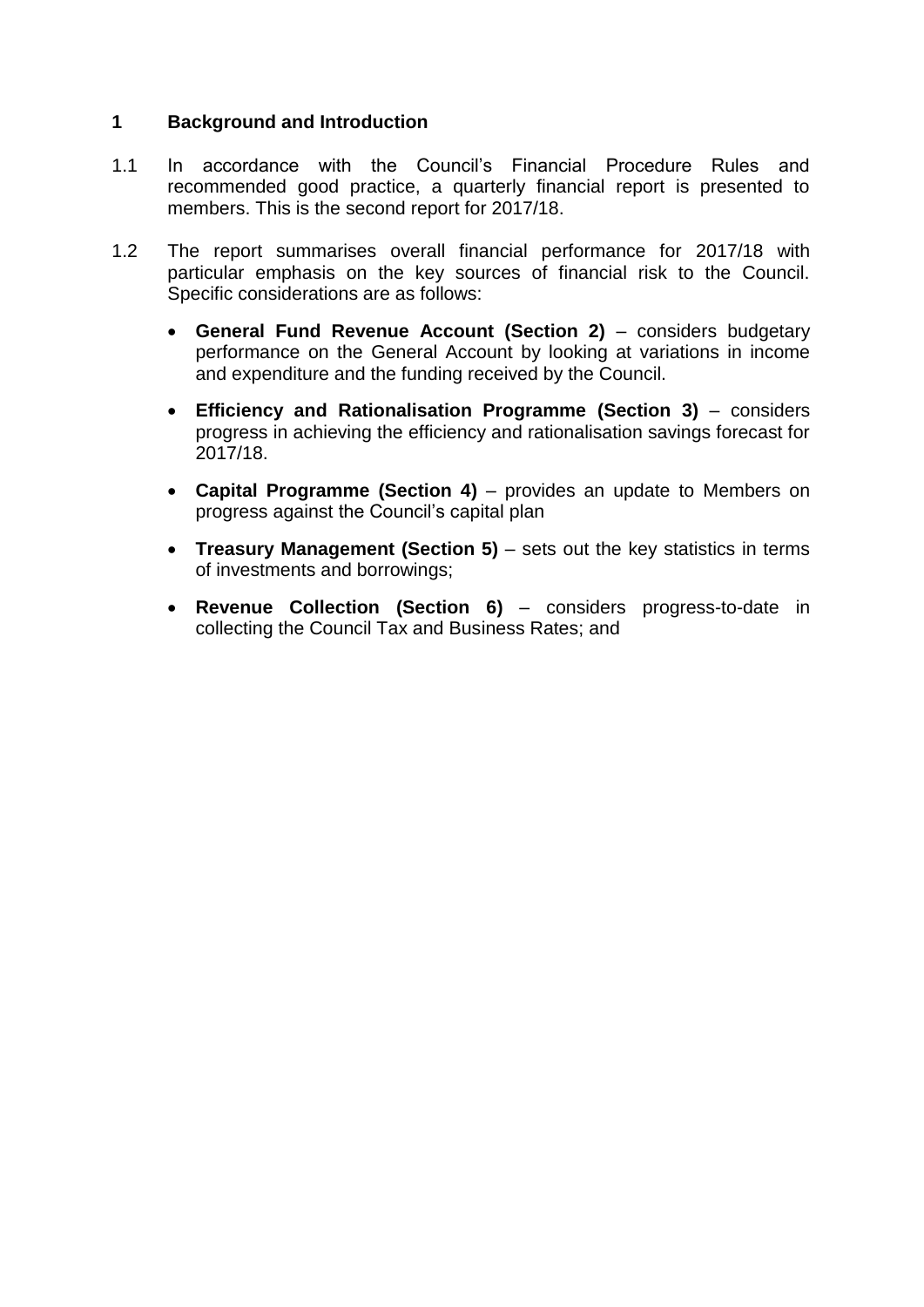## 1 Background and Introduction

1.1 In accordance with the Council's Financial Procedure Rules and recommended good practice, a quarterly financial report is presented to members. This is the second report for 2017/18.

1.2 The report summarises overall financial performance for 2017/18 with particular emphasis on the key sources of financial risk to the Council. Specific considerations are as follows:

- **General Fund Revenue Account (Section 2)** – considers budgetary performance on the General Account by looking at variations in income and expenditure and the funding received by the Council.
- **Efficiency and Rationalisation Programme (Section 3)** – considers progress in achieving the efficiency and rationalisation savings forecast for 2017/18.
- **Capital Programme (Section 4)** – provides an update to Members on progress against the Council's capital plan
- **Treasury Management (Section 5)** – sets out the key statistics in terms of investments and borrowings;
- **Revenue Collection (Section 6)** – considers progress-to-date in collecting the Council Tax and Business Rates; and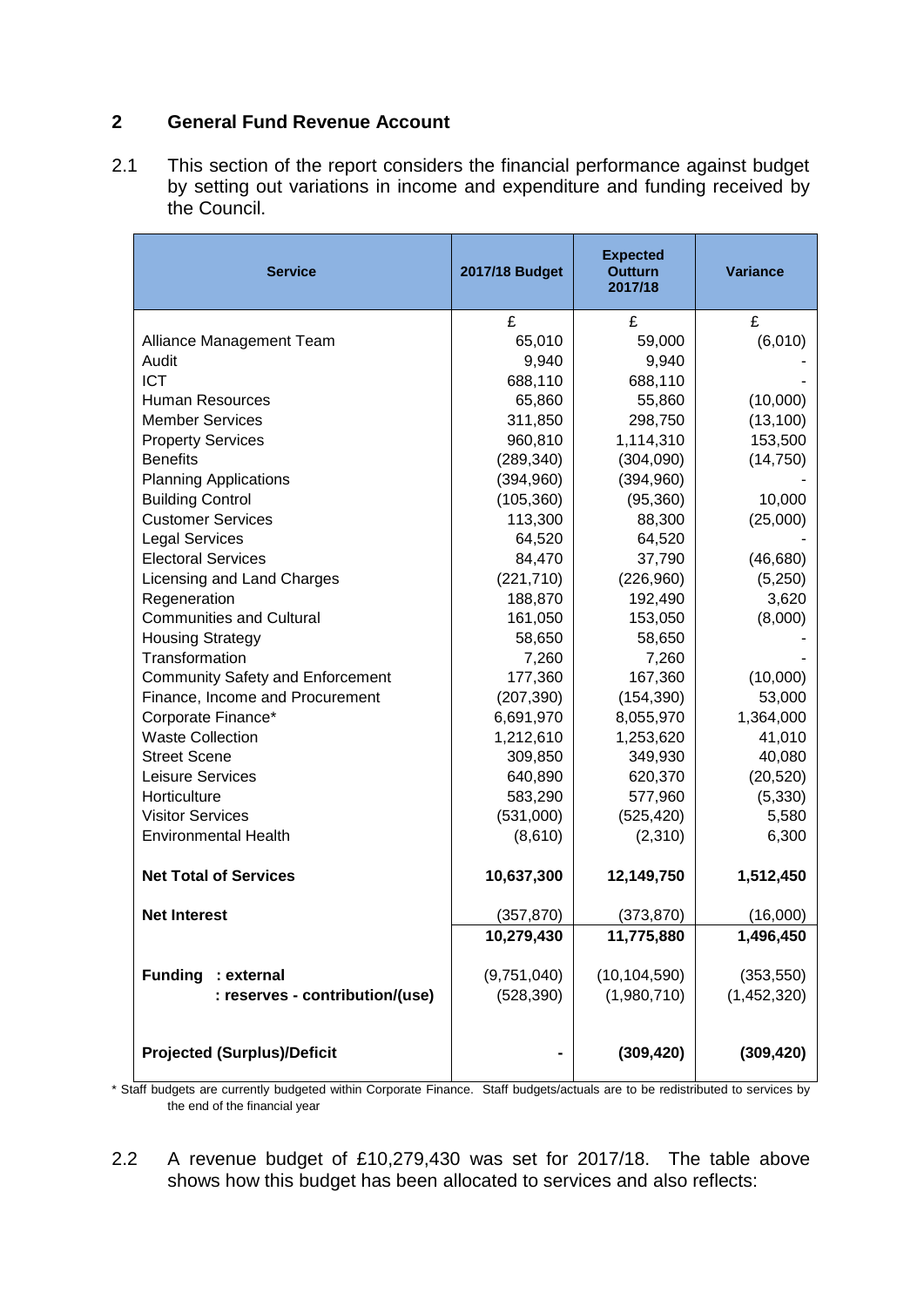## 2 General Fund Revenue Account

2.1 This section of the report considers the financial performance against budget by setting out variations in income and expenditure and funding received by the Council.

| Service | 2017/18 Budget | Expected Outturn 2017/18 | Variance |
|---|---|---|---|
| | £ | £ | £ |
| Alliance Management Team | 65,010 | 59,000 | (6,010) |
| Audit | 9,940 | 9,940 | - |
| ICT | 688,110 | 688,110 | - |
| Human Resources | 65,860 | 55,860 | (10,000) |
| Member Services | 311,850 | 298,750 | (13,100) |
| Property Services | 960,810 | 1,114,310 | 153,500 |
| Benefits | (289,340) | (304,090) | (14,750) |
| Planning Applications | (394,960) | (394,960) | - |
| Building Control | (105,360) | (95,360) | 10,000 |
| Customer Services | 113,300 | 88,300 | (25,000) |
| Legal Services | 64,520 | 64,520 | - |
| Electoral Services | 84,470 | 37,790 | (46,680) |
| Licensing and Land Charges | (221,710) | (226,960) | (5,250) |
| Regeneration | 188,870 | 192,490 | 3,620 |
| Communities and Cultural | 161,050 | 153,050 | (8,000) |
| Housing Strategy | 58,650 | 58,650 | - |
| Transformation | 7,260 | 7,260 | - |
| Community Safety and Enforcement | 177,360 | 167,360 | (10,000) |
| Finance, Income and Procurement | (207,390) | (154,390) | 53,000 |
| Corporate Finance* | 6,691,970 | 8,055,970 | 1,364,000 |
| Waste Collection | 1,212,610 | 1,253,620 | 41,010 |
| Street Scene | 309,850 | 349,930 | 40,080 |
| Leisure Services | 640,890 | 620,370 | (20,520) |
| Horticulture | 583,290 | 577,960 | (5,330) |
| Visitor Services | (531,000) | (525,420) | 5,580 |
| Environmental Health | (8,610) | (2,310) | 6,300 |
| **Net Total of Services** | **10,637,300** | **12,149,750** | **1,512,450** |
| **Net Interest** | (357,870) | (373,870) | (16,000) |
| | **10,279,430** | **11,775,880** | **1,496,450** |
| **Funding : external** | (9,751,040) | (10,104,590) | (353,550) |
| **: reserves - contribution/(use)** | (528,390) | (1,980,710) | (1,452,320) |
| **Projected (Surplus)/Deficit** | **-** | **(309,420)** | **(309,420)** |

\* Staff budgets are currently budgeted within Corporate Finance. Staff budgets/actuals are to be redistributed to services by the end of the financial year

2.2 A revenue budget of £10,279,430 was set for 2017/18. The table above shows how this budget has been allocated to services and also reflects: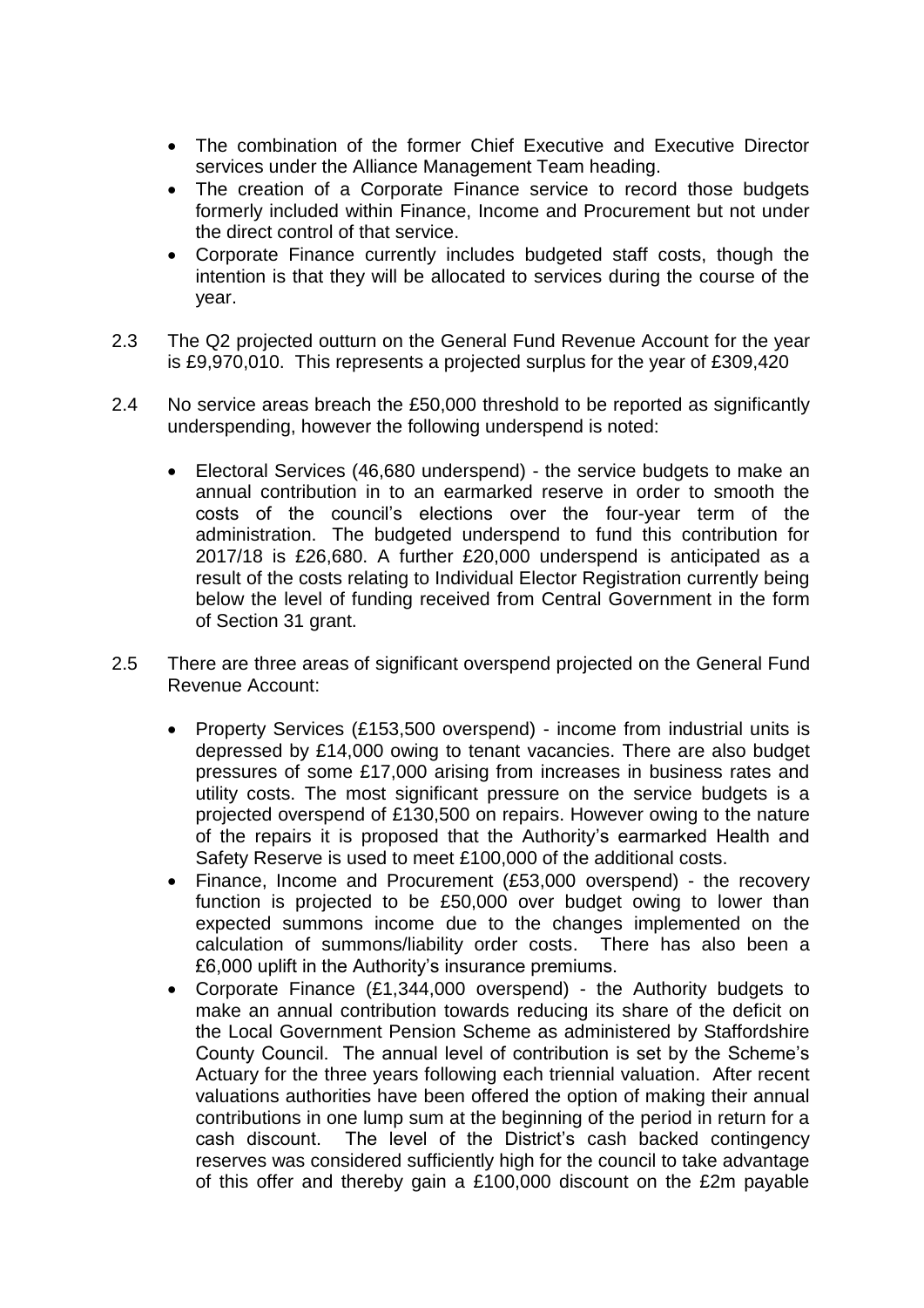- The combination of the former Chief Executive and Executive Director services under the Alliance Management Team heading.
- The creation of a Corporate Finance service to record those budgets formerly included within Finance, Income and Procurement but not under the direct control of that service.
- Corporate Finance currently includes budgeted staff costs, though the intention is that they will be allocated to services during the course of the year.

2.3 The Q2 projected outturn on the General Fund Revenue Account for the year is £9,970,010. This represents a projected surplus for the year of £309,420

2.4 No service areas breach the £50,000 threshold to be reported as significantly underspending, however the following underspend is noted:

- Electoral Services (46,680 underspend) - the service budgets to make an annual contribution in to an earmarked reserve in order to smooth the costs of the council's elections over the four-year term of the administration. The budgeted underspend to fund this contribution for 2017/18 is £26,680. A further £20,000 underspend is anticipated as a result of the costs relating to Individual Elector Registration currently being below the level of funding received from Central Government in the form of Section 31 grant.

2.5 There are three areas of significant overspend projected on the General Fund Revenue Account:

- Property Services (£153,500 overspend) - income from industrial units is depressed by £14,000 owing to tenant vacancies. There are also budget pressures of some £17,000 arising from increases in business rates and utility costs. The most significant pressure on the service budgets is a projected overspend of £130,500 on repairs. However owing to the nature of the repairs it is proposed that the Authority's earmarked Health and Safety Reserve is used to meet £100,000 of the additional costs.
- Finance, Income and Procurement (£53,000 overspend) - the recovery function is projected to be £50,000 over budget owing to lower than expected summons income due to the changes implemented on the calculation of summons/liability order costs. There has also been a £6,000 uplift in the Authority's insurance premiums.
- Corporate Finance (£1,344,000 overspend) - the Authority budgets to make an annual contribution towards reducing its share of the deficit on the Local Government Pension Scheme as administered by Staffordshire County Council. The annual level of contribution is set by the Scheme's Actuary for the three years following each triennial valuation. After recent valuations authorities have been offered the option of making their annual contributions in one lump sum at the beginning of the period in return for a cash discount. The level of the District's cash backed contingency reserves was considered sufficiently high for the council to take advantage of this offer and thereby gain a £100,000 discount on the £2m payable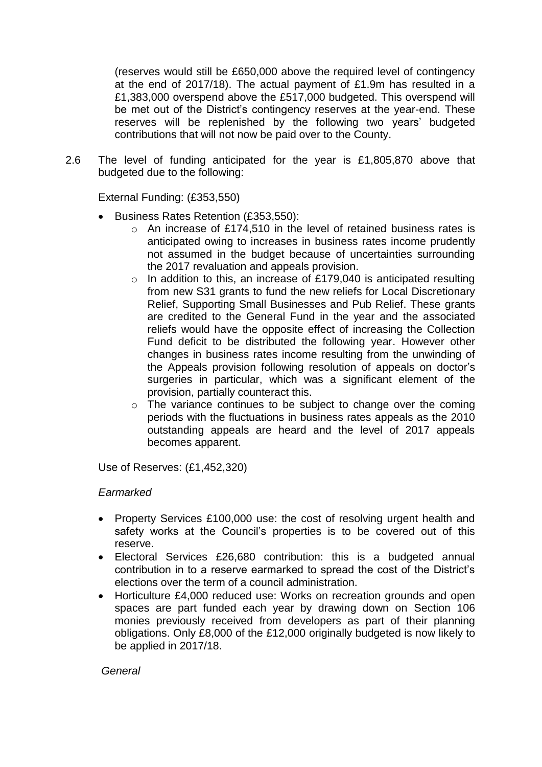(reserves would still be £650,000 above the required level of contingency at the end of 2017/18). The actual payment of £1.9m has resulted in a £1,383,000 overspend above the £517,000 budgeted. This overspend will be met out of the District's contingency reserves at the year-end. These reserves will be replenished by the following two years' budgeted contributions that will not now be paid over to the County.

2.6 The level of funding anticipated for the year is £1,805,870 above that budgeted due to the following:

External Funding: (£353,550)

- Business Rates Retention (£353,550):
  - An increase of £174,510 in the level of retained business rates is anticipated owing to increases in business rates income prudently not assumed in the budget because of uncertainties surrounding the 2017 revaluation and appeals provision.
  - In addition to this, an increase of £179,040 is anticipated resulting from new S31 grants to fund the new reliefs for Local Discretionary Relief, Supporting Small Businesses and Pub Relief. These grants are credited to the General Fund in the year and the associated reliefs would have the opposite effect of increasing the Collection Fund deficit to be distributed the following year. However other changes in business rates income resulting from the unwinding of the Appeals provision following resolution of appeals on doctor's surgeries in particular, which was a significant element of the provision, partially counteract this.
  - The variance continues to be subject to change over the coming periods with the fluctuations in business rates appeals as the 2010 outstanding appeals are heard and the level of 2017 appeals becomes apparent.

Use of Reserves: (£1,452,320)

*Earmarked*

- Property Services £100,000 use: the cost of resolving urgent health and safety works at the Council's properties is to be covered out of this reserve.
- Electoral Services £26,680 contribution: this is a budgeted annual contribution in to a reserve earmarked to spread the cost of the District's elections over the term of a council administration.
- Horticulture £4,000 reduced use: Works on recreation grounds and open spaces are part funded each year by drawing down on Section 106 monies previously received from developers as part of their planning obligations. Only £8,000 of the £12,000 originally budgeted is now likely to be applied in 2017/18.

*General*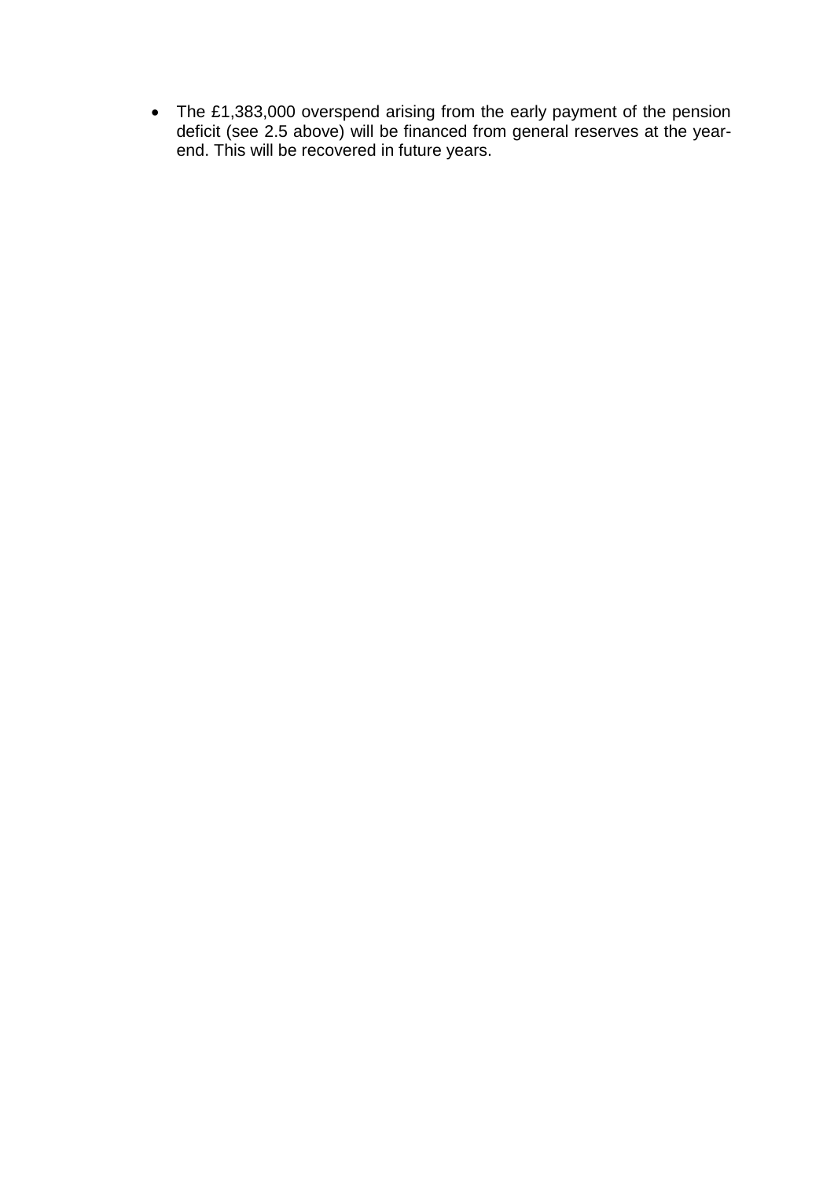- The £1,383,000 overspend arising from the early payment of the pension deficit (see 2.5 above) will be financed from general reserves at the year-end. This will be recovered in future years.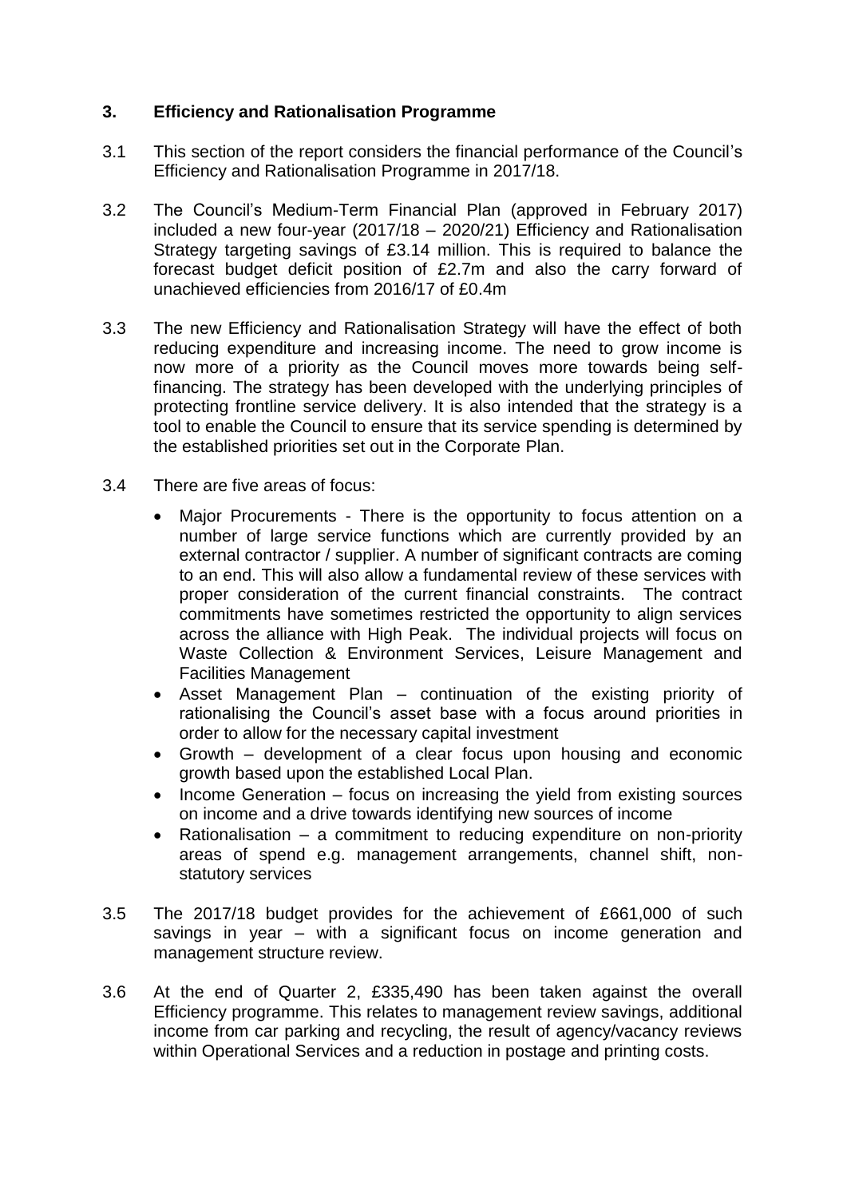## 3. Efficiency and Rationalisation Programme

3.1 This section of the report considers the financial performance of the Council's Efficiency and Rationalisation Programme in 2017/18.

3.2 The Council's Medium-Term Financial Plan (approved in February 2017) included a new four-year (2017/18 – 2020/21) Efficiency and Rationalisation Strategy targeting savings of £3.14 million. This is required to balance the forecast budget deficit position of £2.7m and also the carry forward of unachieved efficiencies from 2016/17 of £0.4m

3.3 The new Efficiency and Rationalisation Strategy will have the effect of both reducing expenditure and increasing income. The need to grow income is now more of a priority as the Council moves more towards being self-financing. The strategy has been developed with the underlying principles of protecting frontline service delivery. It is also intended that the strategy is a tool to enable the Council to ensure that its service spending is determined by the established priorities set out in the Corporate Plan.

3.4 There are five areas of focus:

- Major Procurements - There is the opportunity to focus attention on a number of large service functions which are currently provided by an external contractor / supplier. A number of significant contracts are coming to an end. This will also allow a fundamental review of these services with proper consideration of the current financial constraints. The contract commitments have sometimes restricted the opportunity to align services across the alliance with High Peak. The individual projects will focus on Waste Collection & Environment Services, Leisure Management and Facilities Management
- Asset Management Plan – continuation of the existing priority of rationalising the Council's asset base with a focus around priorities in order to allow for the necessary capital investment
- Growth – development of a clear focus upon housing and economic growth based upon the established Local Plan.
- Income Generation – focus on increasing the yield from existing sources on income and a drive towards identifying new sources of income
- Rationalisation – a commitment to reducing expenditure on non-priority areas of spend e.g. management arrangements, channel shift, non-statutory services

3.5 The 2017/18 budget provides for the achievement of £661,000 of such savings in year – with a significant focus on income generation and management structure review.

3.6 At the end of Quarter 2, £335,490 has been taken against the overall Efficiency programme. This relates to management review savings, additional income from car parking and recycling, the result of agency/vacancy reviews within Operational Services and a reduction in postage and printing costs.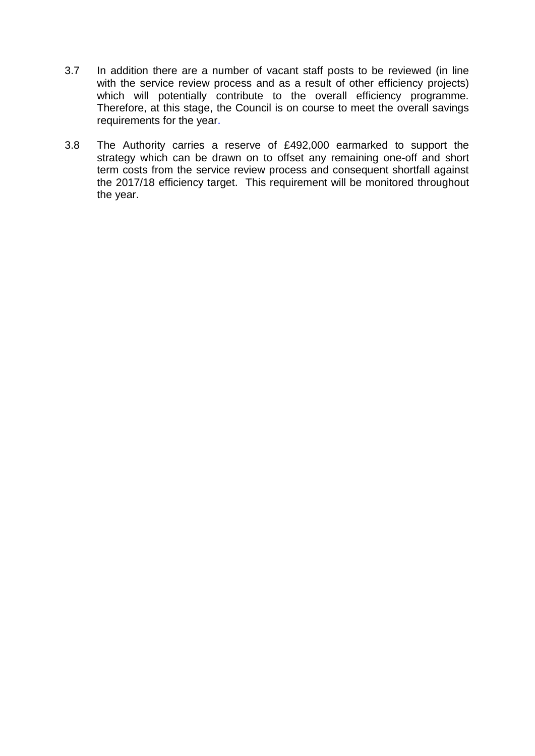3.7 In addition there are a number of vacant staff posts to be reviewed (in line with the service review process and as a result of other efficiency projects) which will potentially contribute to the overall efficiency programme. Therefore, at this stage, the Council is on course to meet the overall savings requirements for the year.

3.8 The Authority carries a reserve of £492,000 earmarked to support the strategy which can be drawn on to offset any remaining one-off and short term costs from the service review process and consequent shortfall against the 2017/18 efficiency target. This requirement will be monitored throughout the year.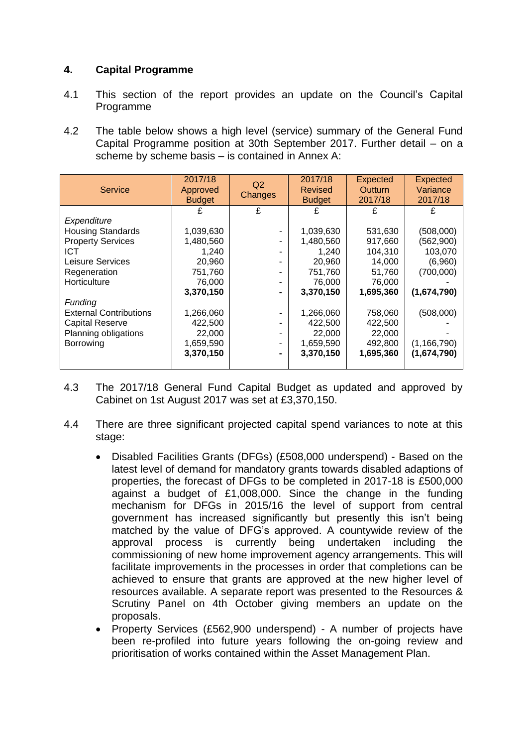## 4. Capital Programme

4.1 This section of the report provides an update on the Council's Capital Programme

4.2 The table below shows a high level (service) summary of the General Fund Capital Programme position at 30th September 2017. Further detail – on a scheme by scheme basis – is contained in Annex A:

| Service | 2017/18 Approved Budget | Q2 Changes | 2017/18 Revised Budget | Expected Outturn 2017/18 | Expected Variance 2017/18 |
|---|---|---|---|---|---|
| | £ | £ | £ | £ | £ |
| *Expenditure* | | | | | |
| Housing Standards | 1,039,630 | - | 1,039,630 | 531,630 | (508,000) |
| Property Services | 1,480,560 | - | 1,480,560 | 917,660 | (562,900) |
| ICT | 1,240 | - | 1,240 | 104,310 | 103,070 |
| Leisure Services | 20,960 | - | 20,960 | 14,000 | (6,960) |
| Regeneration | 751,760 | - | 751,760 | 51,760 | (700,000) |
| Horticulture | 76,000 | - | 76,000 | 76,000 | - |
| | **3,370,150** | **-** | **3,370,150** | **1,695,360** | **(1,674,790)** |
| *Funding* | | | | | |
| External Contributions | 1,266,060 | - | 1,266,060 | 758,060 | (508,000) |
| Capital Reserve | 422,500 | - | 422,500 | 422,500 | - |
| Planning obligations | 22,000 | - | 22,000 | 22,000 | - |
| Borrowing | 1,659,590 | - | 1,659,590 | 492,800 | (1,166,790) |
| | **3,370,150** | **-** | **3,370,150** | **1,695,360** | **(1,674,790)** |

4.3 The 2017/18 General Fund Capital Budget as updated and approved by Cabinet on 1st August 2017 was set at £3,370,150.

4.4 There are three significant projected capital spend variances to note at this stage:

- Disabled Facilities Grants (DFGs) (£508,000 underspend) - Based on the latest level of demand for mandatory grants towards disabled adaptions of properties, the forecast of DFGs to be completed in 2017-18 is £500,000 against a budget of £1,008,000. Since the change in the funding mechanism for DFGs in 2015/16 the level of support from central government has increased significantly but presently this isn't being matched by the value of DFG's approved. A countywide review of the approval process is currently being undertaken including the commissioning of new home improvement agency arrangements. This will facilitate improvements in the processes in order that completions can be achieved to ensure that grants are approved at the new higher level of resources available. A separate report was presented to the Resources & Scrutiny Panel on 4th October giving members an update on the proposals.
- Property Services (£562,900 underspend) - A number of projects have been re-profiled into future years following the on-going review and prioritisation of works contained within the Asset Management Plan.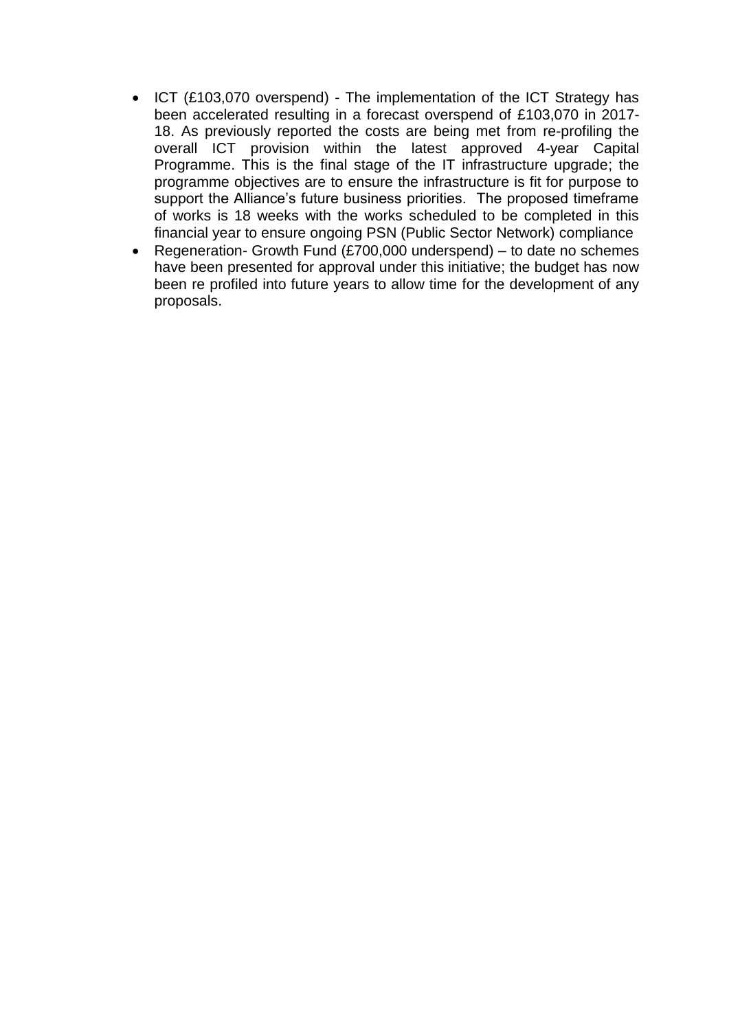- ICT (£103,070 overspend) - The implementation of the ICT Strategy has been accelerated resulting in a forecast overspend of £103,070 in 2017-18. As previously reported the costs are being met from re-profiling the overall ICT provision within the latest approved 4-year Capital Programme. This is the final stage of the IT infrastructure upgrade; the programme objectives are to ensure the infrastructure is fit for purpose to support the Alliance's future business priorities. The proposed timeframe of works is 18 weeks with the works scheduled to be completed in this financial year to ensure ongoing PSN (Public Sector Network) compliance
- Regeneration- Growth Fund (£700,000 underspend) – to date no schemes have been presented for approval under this initiative; the budget has now been re profiled into future years to allow time for the development of any proposals.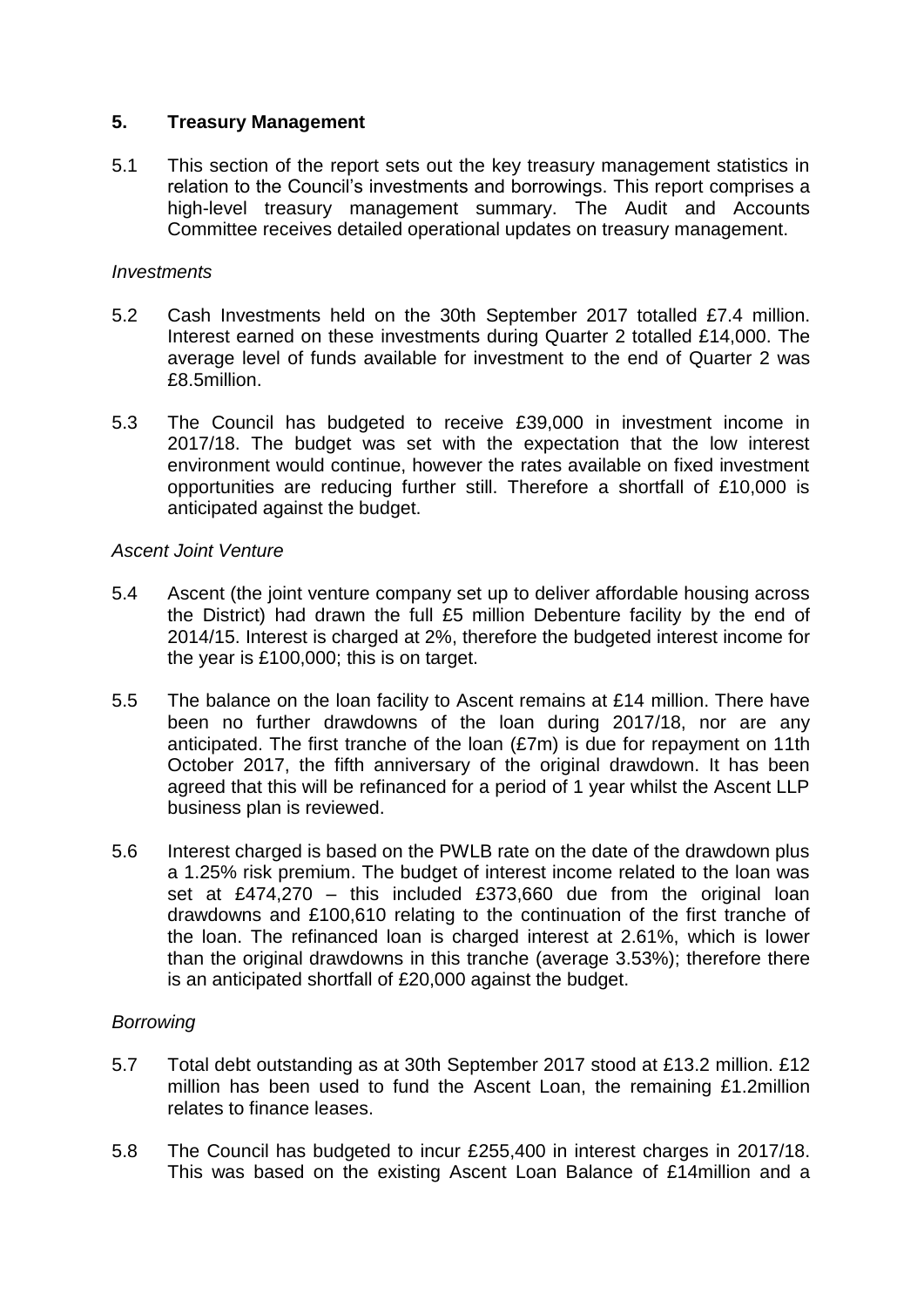## 5. Treasury Management

5.1 This section of the report sets out the key treasury management statistics in relation to the Council's investments and borrowings. This report comprises a high-level treasury management summary. The Audit and Accounts Committee receives detailed operational updates on treasury management.

*Investments*

5.2 Cash Investments held on the 30th September 2017 totalled £7.4 million. Interest earned on these investments during Quarter 2 totalled £14,000. The average level of funds available for investment to the end of Quarter 2 was £8.5million.

5.3 The Council has budgeted to receive £39,000 in investment income in 2017/18. The budget was set with the expectation that the low interest environment would continue, however the rates available on fixed investment opportunities are reducing further still. Therefore a shortfall of £10,000 is anticipated against the budget.

*Ascent Joint Venture*

5.4 Ascent (the joint venture company set up to deliver affordable housing across the District) had drawn the full £5 million Debenture facility by the end of 2014/15. Interest is charged at 2%, therefore the budgeted interest income for the year is £100,000; this is on target.

5.5 The balance on the loan facility to Ascent remains at £14 million. There have been no further drawdowns of the loan during 2017/18, nor are any anticipated. The first tranche of the loan (£7m) is due for repayment on 11th October 2017, the fifth anniversary of the original drawdown. It has been agreed that this will be refinanced for a period of 1 year whilst the Ascent LLP business plan is reviewed.

5.6 Interest charged is based on the PWLB rate on the date of the drawdown plus a 1.25% risk premium. The budget of interest income related to the loan was set at £474,270 – this included £373,660 due from the original loan drawdowns and £100,610 relating to the continuation of the first tranche of the loan. The refinanced loan is charged interest at 2.61%, which is lower than the original drawdowns in this tranche (average 3.53%); therefore there is an anticipated shortfall of £20,000 against the budget.

*Borrowing*

5.7 Total debt outstanding as at 30th September 2017 stood at £13.2 million. £12 million has been used to fund the Ascent Loan, the remaining £1.2million relates to finance leases.

5.8 The Council has budgeted to incur £255,400 in interest charges in 2017/18. This was based on the existing Ascent Loan Balance of £14million and a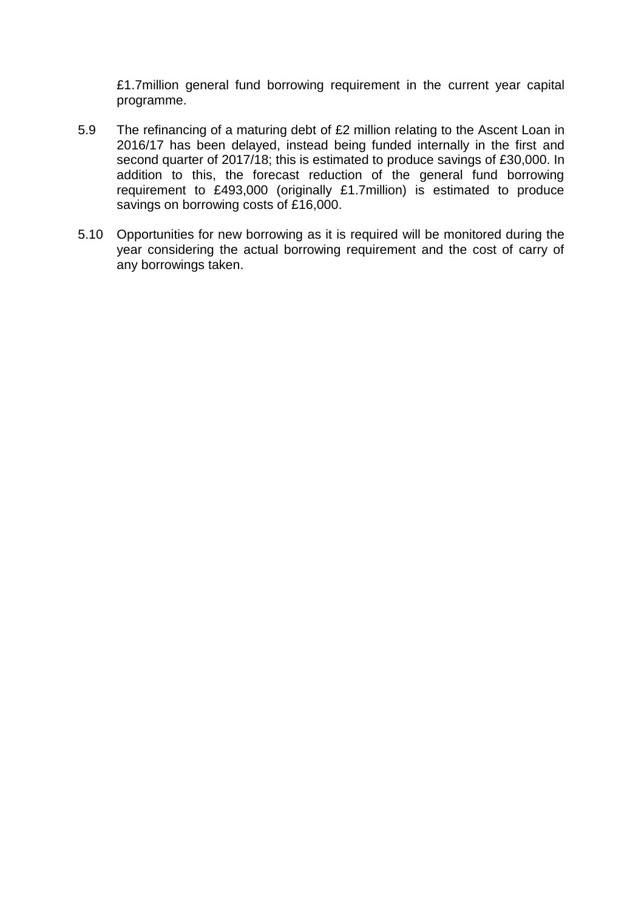£1.7million general fund borrowing requirement in the current year capital programme.

5.9 The refinancing of a maturing debt of £2 million relating to the Ascent Loan in 2016/17 has been delayed, instead being funded internally in the first and second quarter of 2017/18; this is estimated to produce savings of £30,000. In addition to this, the forecast reduction of the general fund borrowing requirement to £493,000 (originally £1.7million) is estimated to produce savings on borrowing costs of £16,000.

5.10 Opportunities for new borrowing as it is required will be monitored during the year considering the actual borrowing requirement and the cost of carry of any borrowings taken.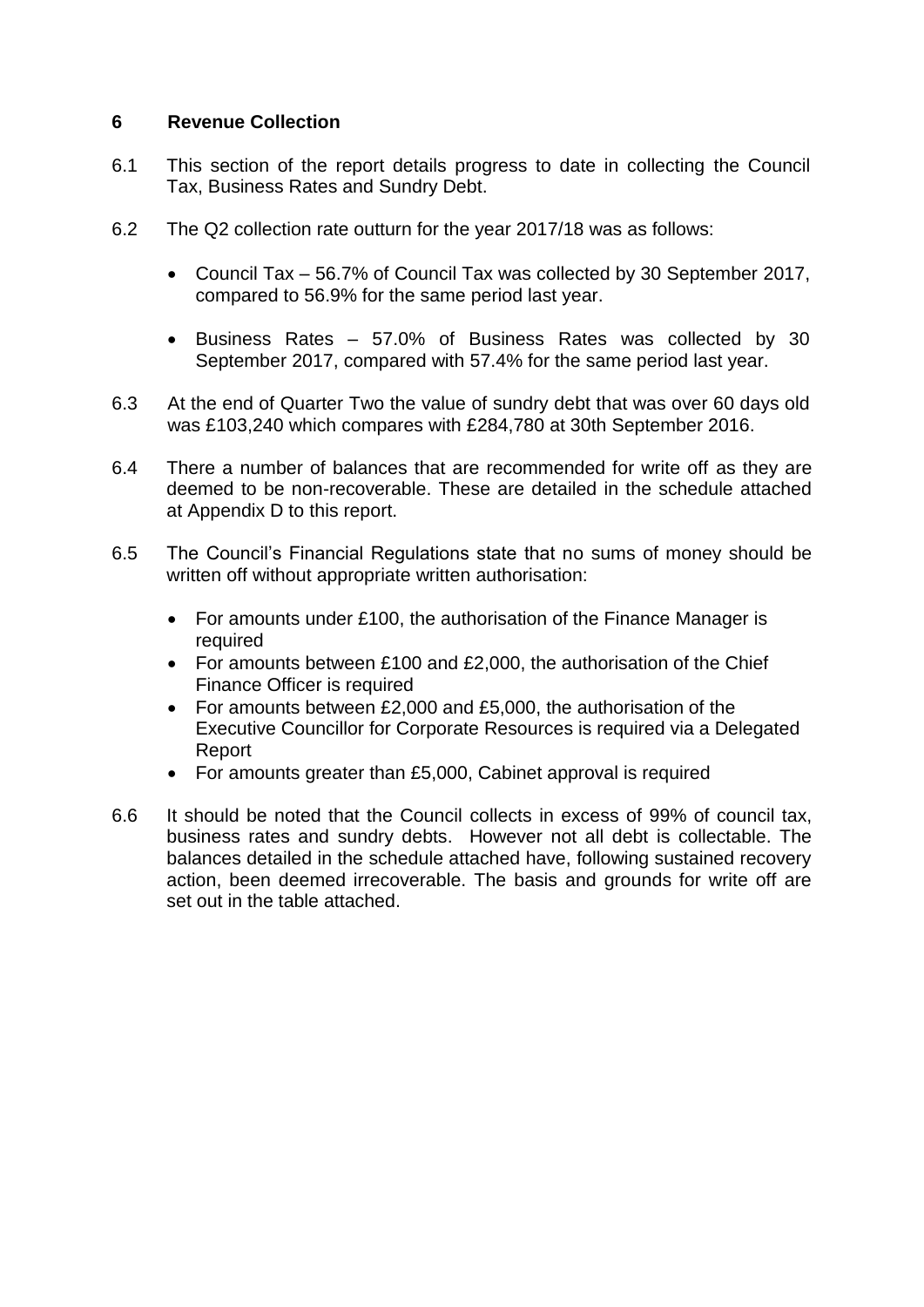## 6 Revenue Collection

6.1 This section of the report details progress to date in collecting the Council Tax, Business Rates and Sundry Debt.

6.2 The Q2 collection rate outturn for the year 2017/18 was as follows:

- Council Tax – 56.7% of Council Tax was collected by 30 September 2017, compared to 56.9% for the same period last year.
- Business Rates – 57.0% of Business Rates was collected by 30 September 2017, compared with 57.4% for the same period last year.

6.3 At the end of Quarter Two the value of sundry debt that was over 60 days old was £103,240 which compares with £284,780 at 30th September 2016.

6.4 There a number of balances that are recommended for write off as they are deemed to be non-recoverable. These are detailed in the schedule attached at Appendix D to this report.

6.5 The Council's Financial Regulations state that no sums of money should be written off without appropriate written authorisation:

- For amounts under £100, the authorisation of the Finance Manager is required
- For amounts between £100 and £2,000, the authorisation of the Chief Finance Officer is required
- For amounts between £2,000 and £5,000, the authorisation of the Executive Councillor for Corporate Resources is required via a Delegated Report
- For amounts greater than £5,000, Cabinet approval is required

6.6 It should be noted that the Council collects in excess of 99% of council tax, business rates and sundry debts. However not all debt is collectable. The balances detailed in the schedule attached have, following sustained recovery action, been deemed irrecoverable. The basis and grounds for write off are set out in the table attached.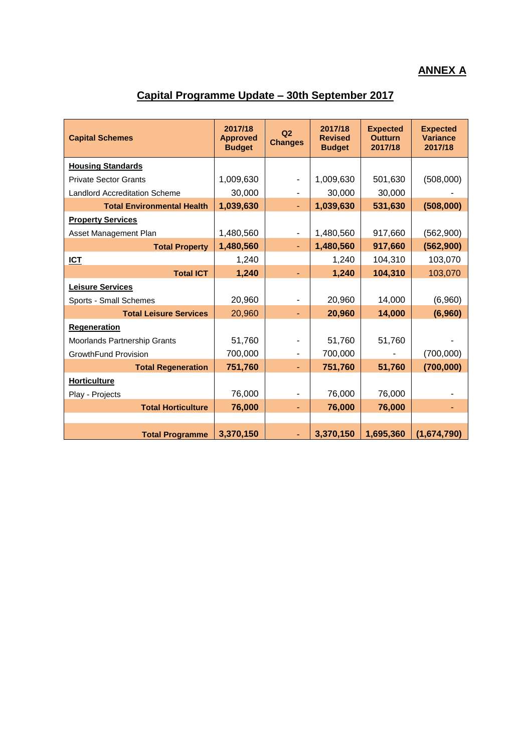**ANNEX A**

## Capital Programme Update – 30th September 2017

| Capital Schemes | 2017/18 Approved Budget | Q2 Changes | 2017/18 Revised Budget | Expected Outturn 2017/18 | Expected Variance 2017/18 |
|---|---|---|---|---|---|
| **Housing Standards** | | | | | |
| Private Sector Grants | 1,009,630 | - | 1,009,630 | 501,630 | (508,000) |
| Landlord Accreditation Scheme | 30,000 | - | 30,000 | 30,000 | - |
| **Total Environmental Health** | **1,039,630** | - | **1,039,630** | **531,630** | **(508,000)** |
| **Property Services** | | | | | |
| Asset Management Plan | 1,480,560 | - | 1,480,560 | 917,660 | (562,900) |
| **Total Property** | **1,480,560** | - | **1,480,560** | **917,660** | **(562,900)** |
| **ICT** | 1,240 | | 1,240 | 104,310 | 103,070 |
| **Total ICT** | **1,240** | - | **1,240** | **104,310** | 103,070 |
| **Leisure Services** | | | | | |
| Sports - Small Schemes | 20,960 | - | 20,960 | 14,000 | (6,960) |
| **Total Leisure Services** | 20,960 | - | **20,960** | **14,000** | **(6,960)** |
| **Regeneration** | | | | | |
| Moorlands Partnership Grants | 51,760 | - | 51,760 | 51,760 | - |
| GrowthFund Provision | 700,000 | - | 700,000 | - | (700,000) |
| **Total Regeneration** | **751,760** | - | **751,760** | **51,760** | **(700,000)** |
| **Horticulture** | | | | | |
| Play - Projects | 76,000 | - | 76,000 | 76,000 | - |
| **Total Horticulture** | **76,000** | - | **76,000** | **76,000** | - |
| | | | | | |
| **Total Programme** | **3,370,150** | - | **3,370,150** | **1,695,360** | **(1,674,790)** |